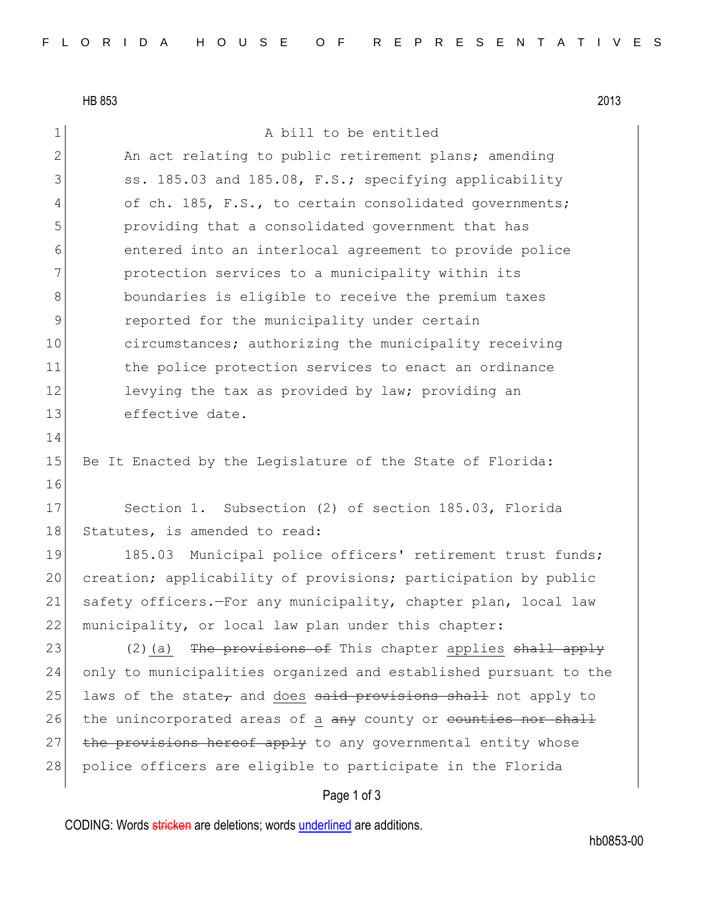HB 853 2013

A bill to be entitled

An act relating to public retirement plans; amending ss. 185.03 and 185.08, F.S.; specifying applicability of ch. 185, F.S., to certain consolidated governments; providing that a consolidated government that has entered into an interlocal agreement to provide police protection services to a municipality within its boundaries is eligible to receive the premium taxes reported for the municipality under certain circumstances; authorizing the municipality receiving the police protection services to enact an ordinance levying the tax as provided by law; providing an effective date.

Be It Enacted by the Legislature of the State of Florida:

Section 1. Subsection (2) of section 185.03, Florida Statutes, is amended to read:

185.03 Municipal police officers' retirement trust funds; creation; applicability of provisions; participation by public safety officers.—For any municipality, chapter plan, local law municipality, or local law plan under this chapter:

(2)(a) ~~The provisions of~~ This chapter applies ~~shall apply~~ only to municipalities organized and established pursuant to the laws of the state~~,~~ and does ~~said provisions shall~~ not apply to the unincorporated areas of a ~~any~~ county or ~~counties nor shall the provisions hereof apply~~ to any governmental entity whose police officers are eligible to participate in the Florida

CODING: Words ~~stricken~~ are deletions; words underlined are additions.

hb0853-00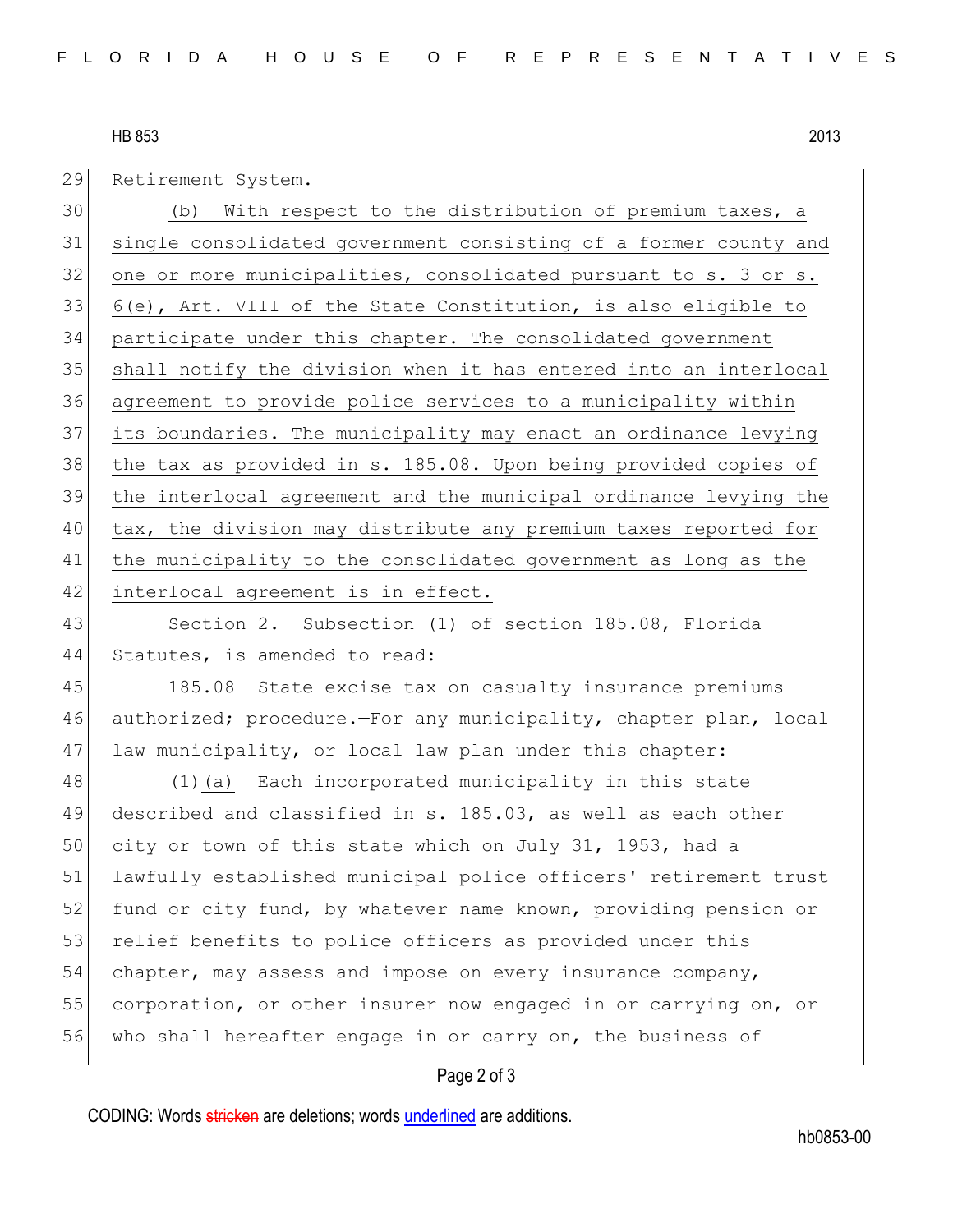Retirement System.

(b) With respect to the distribution of premium taxes, a single consolidated government consisting of a former county and one or more municipalities, consolidated pursuant to s. 3 or s. 6(e), Art. VIII of the State Constitution, is also eligible to participate under this chapter. The consolidated government shall notify the division when it has entered into an interlocal agreement to provide police services to a municipality within its boundaries. The municipality may enact an ordinance levying the tax as provided in s. 185.08. Upon being provided copies of the interlocal agreement and the municipal ordinance levying the tax, the division may distribute any premium taxes reported for the municipality to the consolidated government as long as the interlocal agreement is in effect.

Section 2. Subsection (1) of section 185.08, Florida Statutes, is amended to read:

185.08 State excise tax on casualty insurance premiums authorized; procedure.—For any municipality, chapter plan, local law municipality, or local law plan under this chapter:

(1)(a) Each incorporated municipality in this state described and classified in s. 185.03, as well as each other city or town of this state which on July 31, 1953, had a lawfully established municipal police officers' retirement trust fund or city fund, by whatever name known, providing pension or relief benefits to police officers as provided under this chapter, may assess and impose on every insurance company, corporation, or other insurer now engaged in or carrying on, or who shall hereafter engage in or carry on, the business of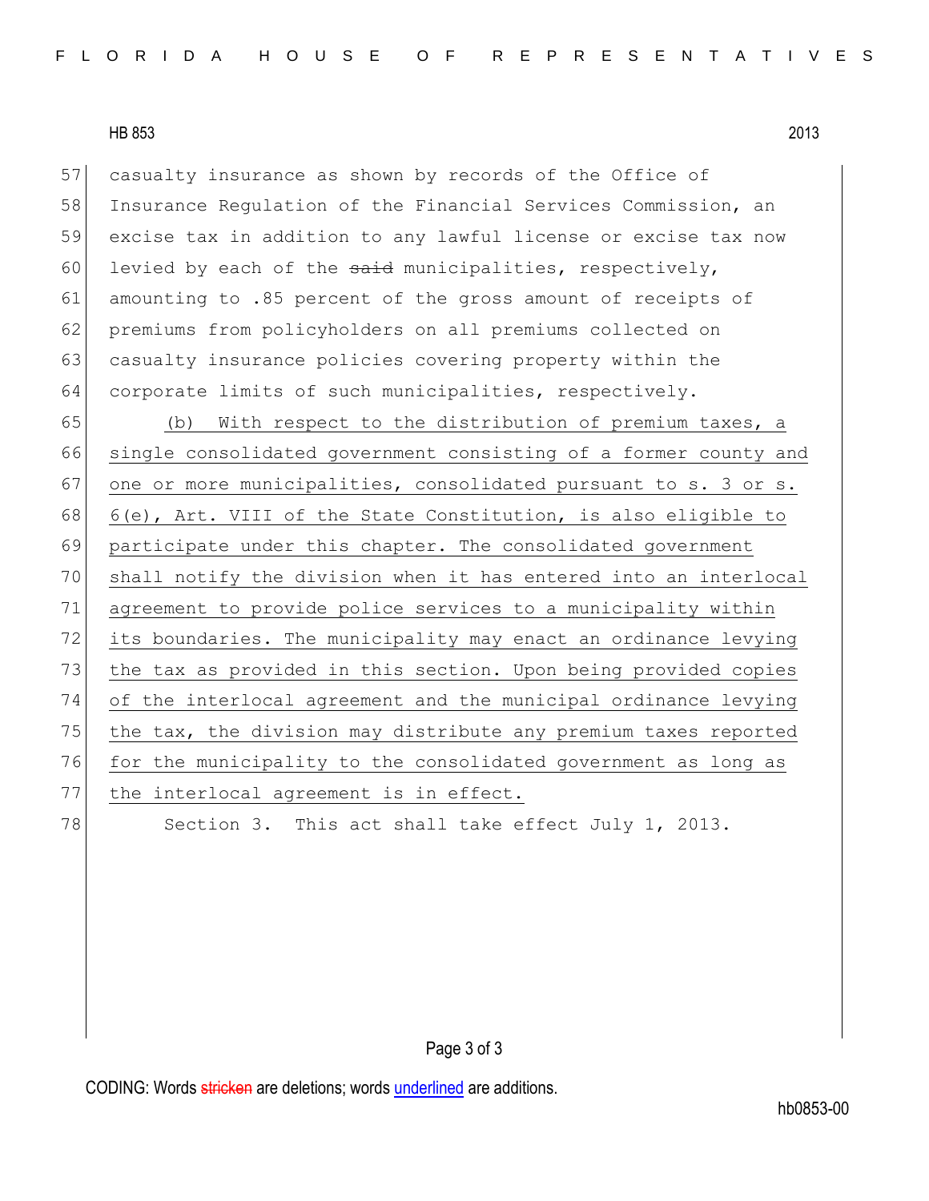casualty insurance as shown by records of the Office of Insurance Regulation of the Financial Services Commission, an excise tax in addition to any lawful license or excise tax now levied by each of the ~~said~~ municipalities, respectively, amounting to .85 percent of the gross amount of receipts of premiums from policyholders on all premiums collected on casualty insurance policies covering property within the corporate limits of such municipalities, respectively.

<u>(b) With respect to the distribution of premium taxes, a single consolidated government consisting of a former county and one or more municipalities, consolidated pursuant to s. 3 or s. 6(e), Art. VIII of the State Constitution, is also eligible to participate under this chapter. The consolidated government shall notify the division when it has entered into an interlocal agreement to provide police services to a municipality within its boundaries. The municipality may enact an ordinance levying the tax as provided in this section. Upon being provided copies of the interlocal agreement and the municipal ordinance levying the tax, the division may distribute any premium taxes reported for the municipality to the consolidated government as long as the interlocal agreement is in effect.</u>

Section 3. This act shall take effect July 1, 2013.

CODING: Words ~~stricken~~ are deletions; words <u>underlined</u> are additions.